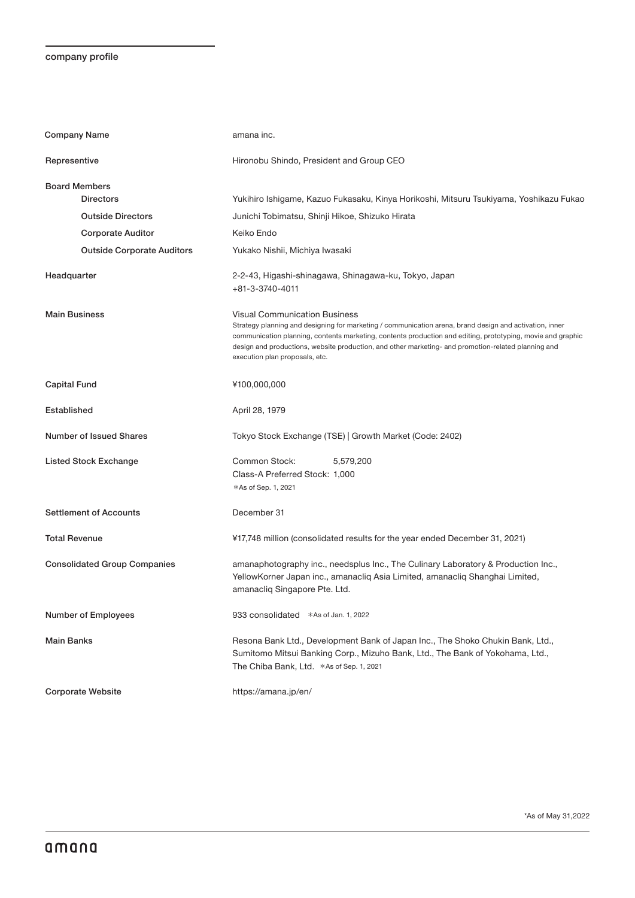## company profile

| | |
|---|---|
| Company Name | amana inc. |
| Representative | Hironobu Shindo, President and Group CEO |
| Board Members | |
| Directors | Yukihiro Ishigame, Kazuo Fukasaku, Kinya Horikoshi, Mitsuru Tsukiyama, Yoshikazu Fukao |
| Outside Directors | Junichi Tobimatsu, Shinji Hikoe, Shizuko Hirata |
| Corporate Auditor | Keiko Endo |
| Outside Corporate Auditors | Yukako Nishii, Michiya Iwasaki |
| Headquarter | 2-2-43, Higashi-shinagawa, Shinagawa-ku, Tokyo, Japan<br>+81-3-3740-4011 |
| Main Business | Visual Communication Business<br>Strategy planning and designing for marketing / communication arena, brand design and activation, inner communication planning, contents marketing, contents production and editing, prototyping, movie and graphic design and productions, website production, and other marketing- and promotion-related planning and execution plan proposals, etc. |
| Capital Fund | ¥100,000,000 |
| Established | April 28, 1979 |
| Number of Issued Shares | Tokyo Stock Exchange (TSE) \| Growth Market (Code: 2402) |
| Listed Stock Exchange | Common Stock: 5,579,200<br>Class-A Preferred Stock: 1,000<br>*As of Sep. 1, 2021 |
| Settlement of Accounts | December 31 |
| Total Revenue | ¥17,748 million (consolidated results for the year ended December 31, 2021) |
| Consolidated Group Companies | amanaphotography inc., needsplus Inc., The Culinary Laboratory & Production Inc., YellowKorner Japan inc., amanacliq Asia Limited, amanacliq Shanghai Limited, amanacliq Singapore Pte. Ltd. |
| Number of Employees | 933 consolidated *As of Jan. 1, 2022 |
| Main Banks | Resona Bank Ltd., Development Bank of Japan Inc., The Shoko Chukin Bank, Ltd., Sumitomo Mitsui Banking Corp., Mizuho Bank, Ltd., The Bank of Yokohama, Ltd., The Chiba Bank, Ltd. *As of Sep. 1, 2021 |
| Corporate Website | https://amana.jp/en/ |

*As of May 31,2022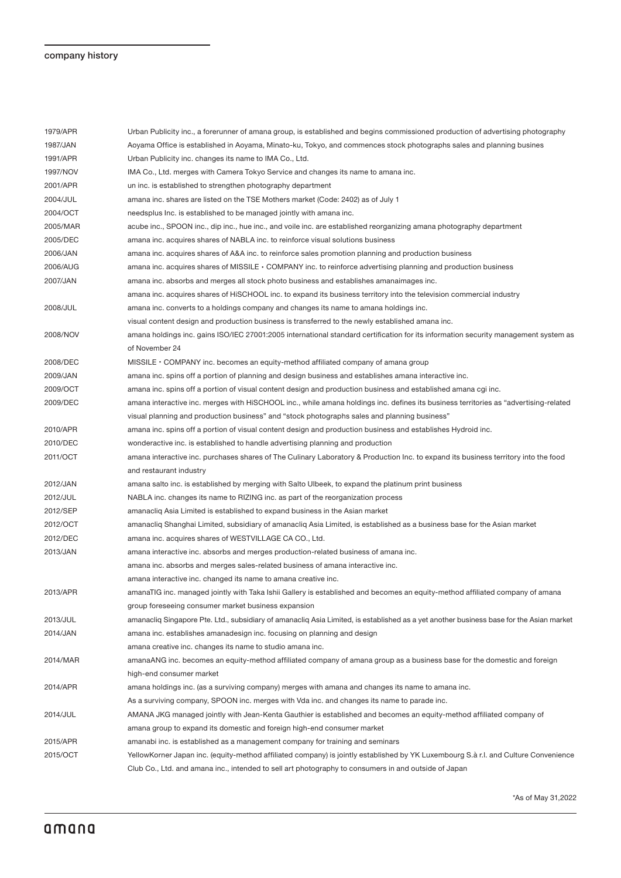## company history

| | |
|---|---|
| 1979/APR | Urban Publicity inc., a forerunner of amana group, is established and begins commissioned production of advertising photography |
| 1987/JAN | Aoyama Office is established in Aoyama, Minato-ku, Tokyo, and commences stock photographs sales and planning busines |
| 1991/APR | Urban Publicity inc. changes its name to IMA Co., Ltd. |
| 1997/NOV | IMA Co., Ltd. merges with Camera Tokyo Service and changes its name to amana inc. |
| 2001/APR | un inc. is established to strengthen photography department |
| 2004/JUL | amana inc. shares are listed on the TSE Mothers market (Code: 2402) as of July 1 |
| 2004/OCT | needsplus Inc. is established to be managed jointly with amana inc. |
| 2005/MAR | acube inc., SPOON inc., dip inc., hue inc., and voile inc. are established reorganizing amana photography department |
| 2005/DEC | amana inc. acquires shares of NABLA inc. to reinforce visual solutions business |
| 2006/JAN | amana inc. acquires shares of A&A inc. to reinforce sales promotion planning and production business |
| 2006/AUG | amana inc. acquires shares of MISSILE・COMPANY inc. to reinforce advertising planning and production business |
| 2007/JAN | amana inc. absorbs and merges all stock photo business and establishes amanaimages inc. |
| | amana inc. acquires shares of HiSCHOOL inc. to expand its business territory into the television commercial industry |
| 2008/JUL | amana inc. converts to a holdings company and changes its name to amana holdings inc. |
| | visual content design and production business is transferred to the newly established amana inc. |
| 2008/NOV | amana holdings inc. gains ISO/IEC 27001:2005 international standard certification for its information security management system as of November 24 |
| 2008/DEC | MISSILE・COMPANY inc. becomes an equity-method affiliated company of amana group |
| 2009/JAN | amana inc. spins off a portion of planning and design business and establishes amana interactive inc. |
| 2009/OCT | amana inc. spins off a portion of visual content design and production business and established amana cgi inc. |
| 2009/DEC | amana interactive inc. merges with HiSCHOOL inc., while amana holdings inc. defines its business territories as "advertising-related visual planning and production business" and "stock photographs sales and planning business" |
| 2010/APR | amana inc. spins off a portion of visual content design and production business and establishes Hydroid inc. |
| 2010/DEC | wonderactive inc. is established to handle advertising planning and production |
| 2011/OCT | amana interactive inc. purchases shares of The Culinary Laboratory & Production Inc. to expand its business territory into the food and restaurant industry |
| 2012/JAN | amana salto inc. is established by merging with Salto Ulbeek, to expand the platinum print business |
| 2012/JUL | NABLA inc. changes its name to RIZING inc. as part of the reorganization process |
| 2012/SEP | amanacliq Asia Limited is established to expand business in the Asian market |
| 2012/OCT | amanacliq Shanghai Limited, subsidiary of amanacliq Asia Limited, is established as a business base for the Asian market |
| 2012/DEC | amana inc. acquires shares of WESTVILLAGE CA CO., Ltd. |
| 2013/JAN | amana interactive inc. absorbs and merges production-related business of amana inc. |
| | amana inc. absorbs and merges sales-related business of amana interactive inc. |
| | amana interactive inc. changed its name to amana creative inc. |
| 2013/APR | amanaTIG inc. managed jointly with Taka Ishii Gallery is established and becomes an equity-method affiliated company of amana group foreseeing consumer market business expansion |
| 2013/JUL | amanacliq Singapore Pte. Ltd., subsidiary of amanacliq Asia Limited, is established as a yet another business base for the Asian market |
| 2014/JAN | amana inc. establishes amanadesign inc. focusing on planning and design |
| | amana creative inc. changes its name to studio amana inc. |
| 2014/MAR | amanaANG inc. becomes an equity-method affiliated company of amana group as a business base for the domestic and foreign high-end consumer market |
| 2014/APR | amana holdings inc. (as a surviving company) merges with amana and changes its name to amana inc. |
| | As a surviving company, SPOON inc. merges with Vda inc. and changes its name to parade inc. |
| 2014/JUL | AMANA JKG managed jointly with Jean-Kenta Gauthier is established and becomes an equity-method affiliated company of amana group to expand its domestic and foreign high-end consumer market |
| 2015/APR | amanabi inc. is established as a management company for training and seminars |
| 2015/OCT | YellowKorner Japan inc. (equity-method affiliated company) is jointly established by YK Luxembourg S.à r.l. and Culture Convenience Club Co., Ltd. and amana inc., intended to sell art photography to consumers in and outside of Japan |

*As of May 31,2022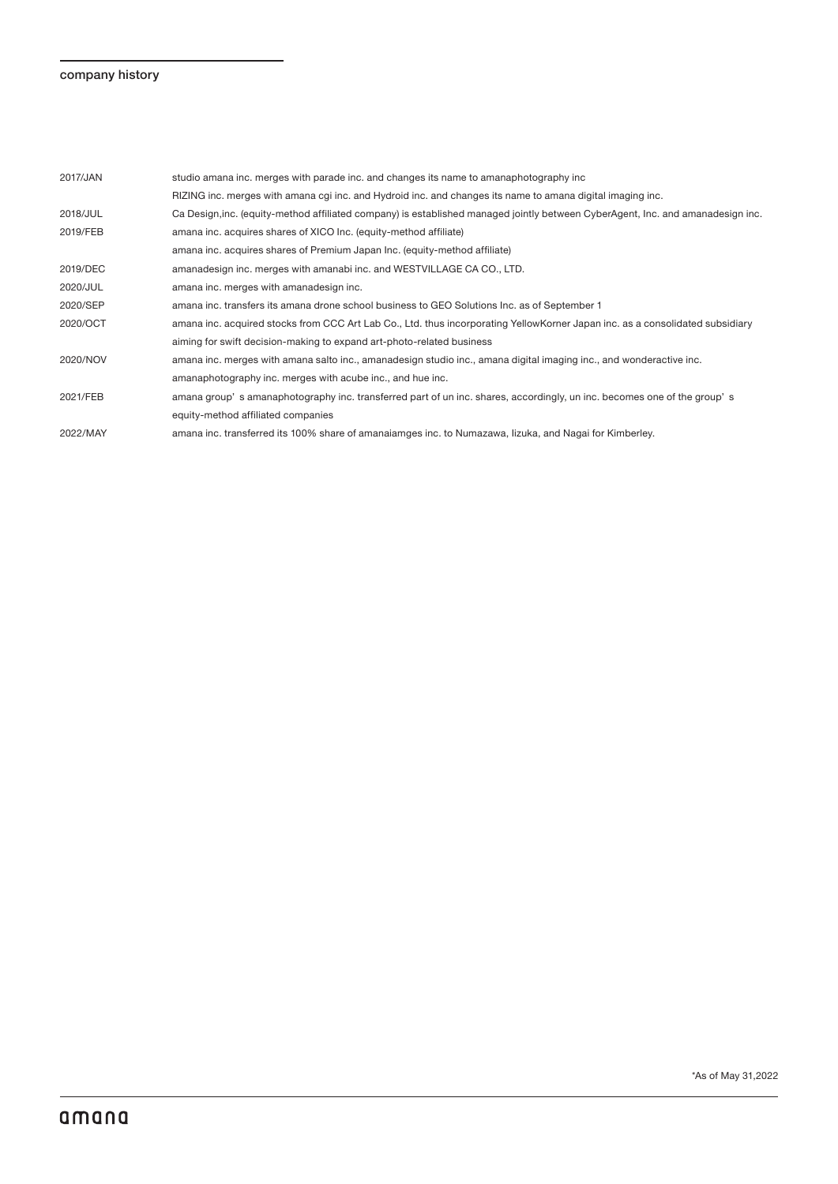## company history

| | |
|---|---|
| 2017/JAN | studio amana inc. merges with parade inc. and changes its name to amanaphotography inc |
| | RIZING inc. merges with amana cgi inc. and Hydroid inc. and changes its name to amana digital imaging inc. |
| 2018/JUL | Ca Design,inc. (equity-method affiliated company) is established managed jointly between CyberAgent, Inc. and amanadesign inc. |
| 2019/FEB | amana inc. acquires shares of XICO Inc. (equity-method affiliate) |
| | amana inc. acquires shares of Premium Japan Inc. (equity-method affiliate) |
| 2019/DEC | amanadesign inc. merges with amanabi inc. and WESTVILLAGE CA CO., LTD. |
| 2020/JUL | amana inc. merges with amanadesign inc. |
| 2020/SEP | amana inc. transfers its amana drone school business to GEO Solutions Inc. as of September 1 |
| 2020/OCT | amana inc. acquired stocks from CCC Art Lab Co., Ltd. thus incorporating YellowKorner Japan inc. as a consolidated subsidiary aiming for swift decision-making to expand art-photo-related business |
| 2020/NOV | amana inc. merges with amana salto inc., amanadesign studio inc., amana digital imaging inc., and wonderactive inc. |
| | amanaphotography inc. merges with acube inc., and hue inc. |
| 2021/FEB | amana group' s amanaphotography inc. transferred part of un inc. shares, accordingly, un inc. becomes one of the group' s equity-method affiliated companies |
| 2022/MAY | amana inc. transferred its 100% share of amanaiamges inc. to Numazawa, Iizuka, and Nagai for Kimberley. |

*As of May 31,2022